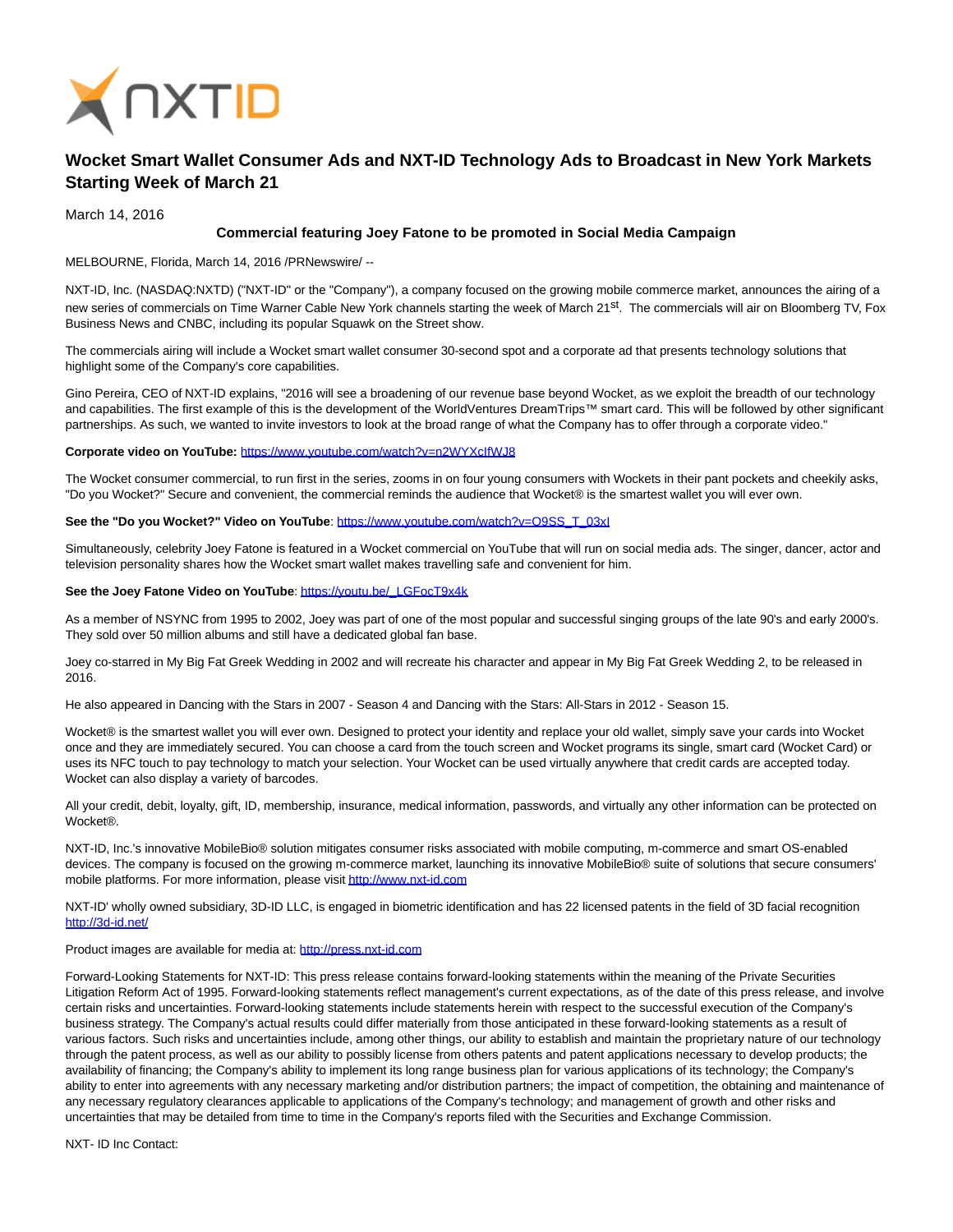# Wocket Smart Wallet Consumer Ads and NXT-ID Technology Ads to Broadcast in New York Markets Starting Week of March 21

March 14, 2016

**Commercial featuring Joey Fatone to be promoted in Social Media Campaign**

MELBOURNE, Florida, March 14, 2016 /PRNewswire/ --

NXT-ID, Inc. (NASDAQ:NXTD) ("NXT-ID" or the "Company"), a company focused on the growing mobile commerce market, announces the airing of a new series of commercials on Time Warner Cable New York channels starting the week of March 21st. The commercials will air on Bloomberg TV, Fox Business News and CNBC, including its popular Squawk on the Street show.

The commercials airing will include a Wocket smart wallet consumer 30-second spot and a corporate ad that presents technology solutions that highlight some of the Company's core capabilities.

Gino Pereira, CEO of NXT-ID explains, "2016 will see a broadening of our revenue base beyond Wocket, as we exploit the breadth of our technology and capabilities. The first example of this is the development of the WorldVentures DreamTrips™ smart card. This will be followed by other significant partnerships. As such, we wanted to invite investors to look at the broad range of what the Company has to offer through a corporate video."

**Corporate video on YouTube:** https://www.youtube.com/watch?v=n2WYXcIfWJ8

The Wocket consumer commercial, to run first in the series, zooms in on four young consumers with Wockets in their pant pockets and cheekily asks, "Do you Wocket?" Secure and convenient, the commercial reminds the audience that Wocket® is the smartest wallet you will ever own.

**See the "Do you Wocket?" Video on YouTube**: https://www.youtube.com/watch?v=O9SS_T_03xI

Simultaneously, celebrity Joey Fatone is featured in a Wocket commercial on YouTube that will run on social media ads. The singer, dancer, actor and television personality shares how the Wocket smart wallet makes travelling safe and convenient for him.

**See the Joey Fatone Video on YouTube**: https://youtu.be/_LGFocT9x4k

As a member of NSYNC from 1995 to 2002, Joey was part of one of the most popular and successful singing groups of the late 90's and early 2000's. They sold over 50 million albums and still have a dedicated global fan base.

Joey co-starred in My Big Fat Greek Wedding in 2002 and will recreate his character and appear in My Big Fat Greek Wedding 2, to be released in 2016.

He also appeared in Dancing with the Stars in 2007 - Season 4 and Dancing with the Stars: All-Stars in 2012 - Season 15.

Wocket® is the smartest wallet you will ever own. Designed to protect your identity and replace your old wallet, simply save your cards into Wocket once and they are immediately secured. You can choose a card from the touch screen and Wocket programs its single, smart card (Wocket Card) or uses its NFC touch to pay technology to match your selection. Your Wocket can be used virtually anywhere that credit cards are accepted today. Wocket can also display a variety of barcodes.

All your credit, debit, loyalty, gift, ID, membership, insurance, medical information, passwords, and virtually any other information can be protected on Wocket®.

NXT-ID, Inc.'s innovative MobileBio® solution mitigates consumer risks associated with mobile computing, m-commerce and smart OS-enabled devices. The company is focused on the growing m-commerce market, launching its innovative MobileBio® suite of solutions that secure consumers' mobile platforms. For more information, please visit http://www.nxt-id.com

NXT-ID' wholly owned subsidiary, 3D-ID LLC, is engaged in biometric identification and has 22 licensed patents in the field of 3D facial recognition http://3d-id.net/

Product images are available for media at: http://press.nxt-id.com

Forward-Looking Statements for NXT-ID: This press release contains forward-looking statements within the meaning of the Private Securities Litigation Reform Act of 1995. Forward-looking statements reflect management's current expectations, as of the date of this press release, and involve certain risks and uncertainties. Forward-looking statements include statements herein with respect to the successful execution of the Company's business strategy. The Company's actual results could differ materially from those anticipated in these forward-looking statements as a result of various factors. Such risks and uncertainties include, among other things, our ability to establish and maintain the proprietary nature of our technology through the patent process, as well as our ability to possibly license from others patents and patent applications necessary to develop products; the availability of financing; the Company's ability to implement its long range business plan for various applications of its technology; the Company's ability to enter into agreements with any necessary marketing and/or distribution partners; the impact of competition, the obtaining and maintenance of any necessary regulatory clearances applicable to applications of the Company's technology; and management of growth and other risks and uncertainties that may be detailed from time to time in the Company's reports filed with the Securities and Exchange Commission.

NXT- ID Inc Contact: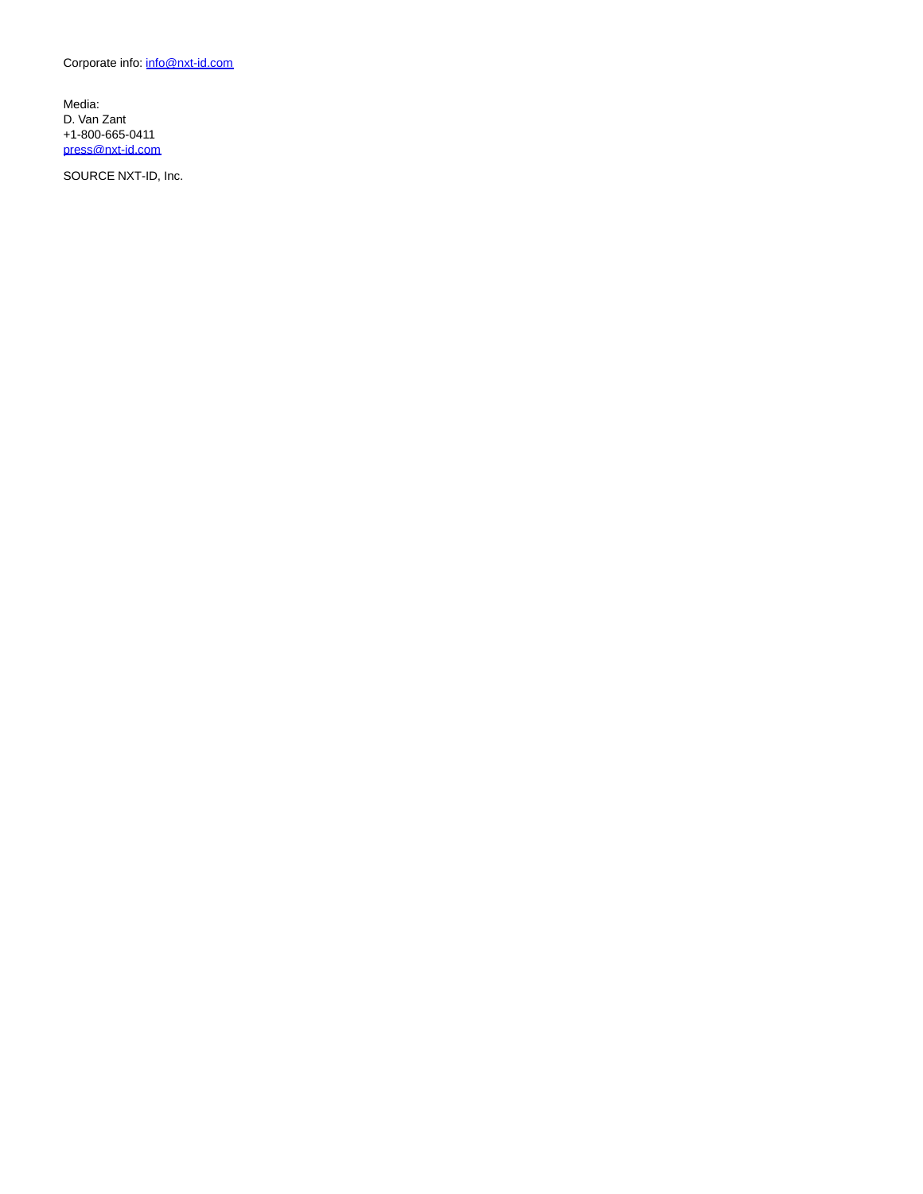Corporate info: [info@nxt-id.com](mailto:info@nxt-id.com)

Media:
D. Van Zant
+1-800-665-0411
[press@nxt-id.com](mailto:press@nxt-id.com)

SOURCE NXT-ID, Inc.